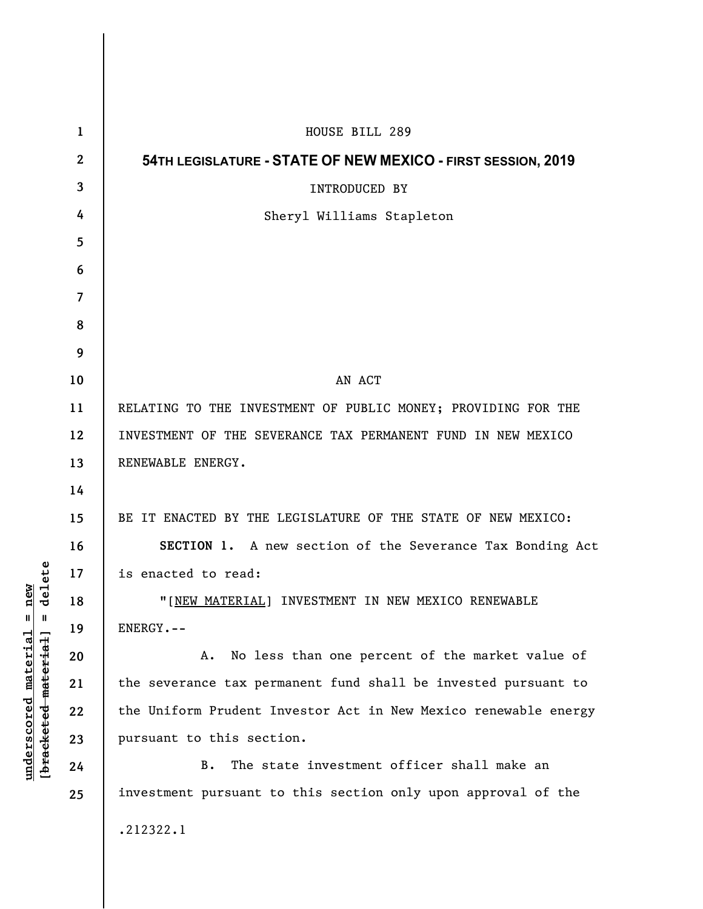HOUSE BILL 289

**54TH LEGISLATURE - STATE OF NEW MEXICO - FIRST SESSION, 2019**

INTRODUCED BY

Sheryl Williams Stapleton

AN ACT

RELATING TO THE INVESTMENT OF PUBLIC MONEY; PROVIDING FOR THE INVESTMENT OF THE SEVERANCE TAX PERMANENT FUND IN NEW MEXICO RENEWABLE ENERGY.

BE IT ENACTED BY THE LEGISLATURE OF THE STATE OF NEW MEXICO:

**SECTION 1.** A new section of the Severance Tax Bonding Act is enacted to read:

"[NEW MATERIAL] INVESTMENT IN NEW MEXICO RENEWABLE ENERGY.--

A. No less than one percent of the market value of the severance tax permanent fund shall be invested pursuant to the Uniform Prudent Investor Act in New Mexico renewable energy pursuant to this section.

B. The state investment officer shall make an investment pursuant to this section only upon approval of the

.212322.1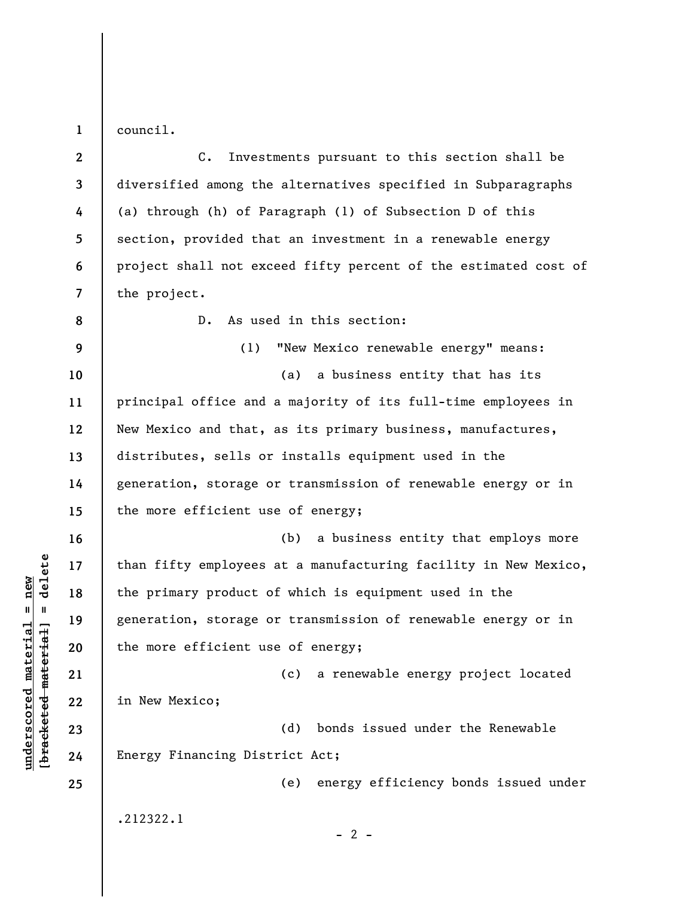council.

C. Investments pursuant to this section shall be diversified among the alternatives specified in Subparagraphs (a) through (h) of Paragraph (1) of Subsection D of this section, provided that an investment in a renewable energy project shall not exceed fifty percent of the estimated cost of the project.

D. As used in this section:

(1) "New Mexico renewable energy" means:

(a) a business entity that has its principal office and a majority of its full-time employees in New Mexico and that, as its primary business, manufactures, distributes, sells or installs equipment used in the generation, storage or transmission of renewable energy or in the more efficient use of energy;

(b) a business entity that employs more than fifty employees at a manufacturing facility in New Mexico, the primary product of which is equipment used in the generation, storage or transmission of renewable energy or in the more efficient use of energy;

(c) a renewable energy project located in New Mexico;

(d) bonds issued under the Renewable Energy Financing District Act;

(e) energy efficiency bonds issued under

.212322.1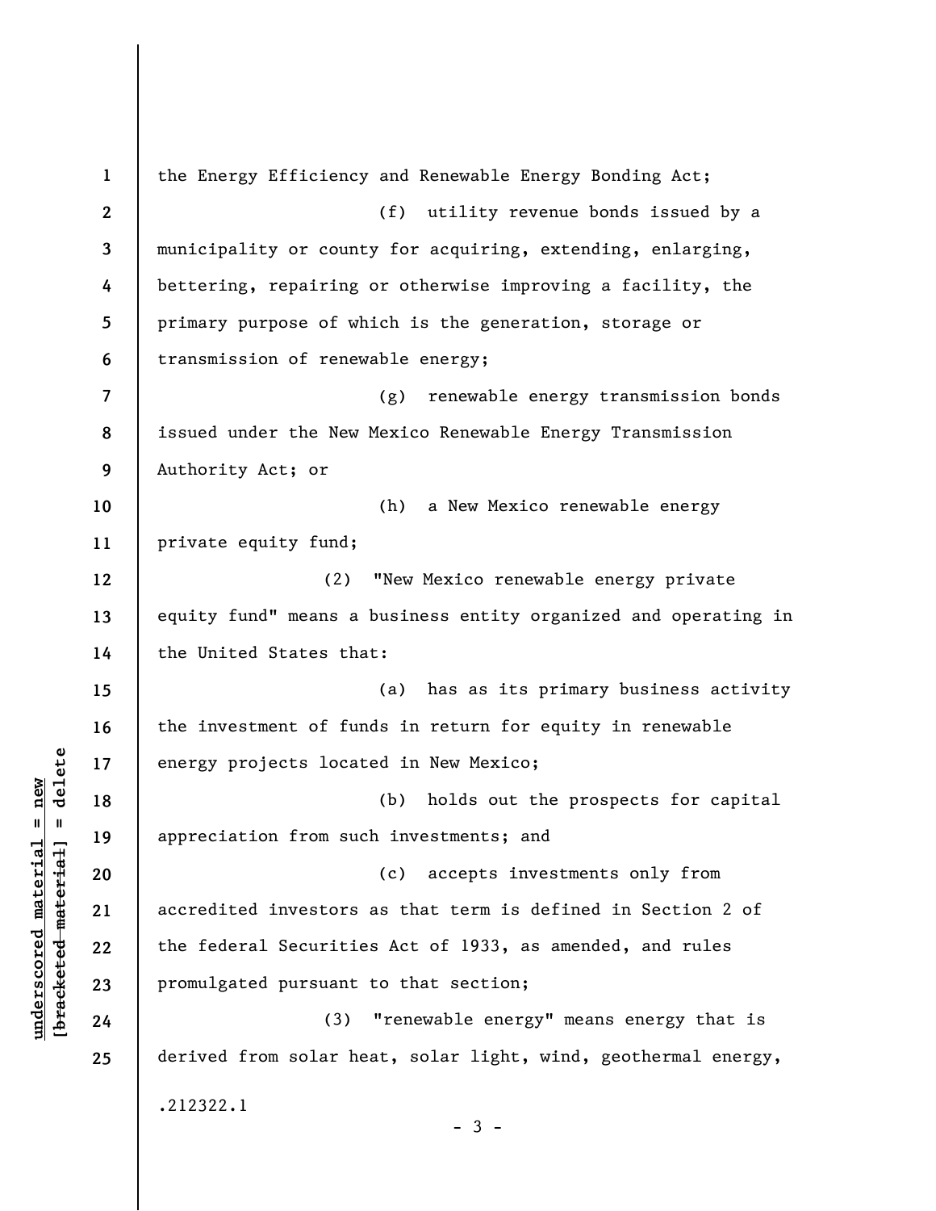the Energy Efficiency and Renewable Energy Bonding Act;

(f) utility revenue bonds issued by a municipality or county for acquiring, extending, enlarging, bettering, repairing or otherwise improving a facility, the primary purpose of which is the generation, storage or transmission of renewable energy;

(g) renewable energy transmission bonds issued under the New Mexico Renewable Energy Transmission Authority Act; or

(h) a New Mexico renewable energy private equity fund;

(2) "New Mexico renewable energy private equity fund" means a business entity organized and operating in the United States that:

(a) has as its primary business activity the investment of funds in return for equity in renewable energy projects located in New Mexico;

(b) holds out the prospects for capital appreciation from such investments; and

(c) accepts investments only from accredited investors as that term is defined in Section 2 of the federal Securities Act of 1933, as amended, and rules promulgated pursuant to that section;

(3) "renewable energy" means energy that is derived from solar heat, solar light, wind, geothermal energy,

.212322.1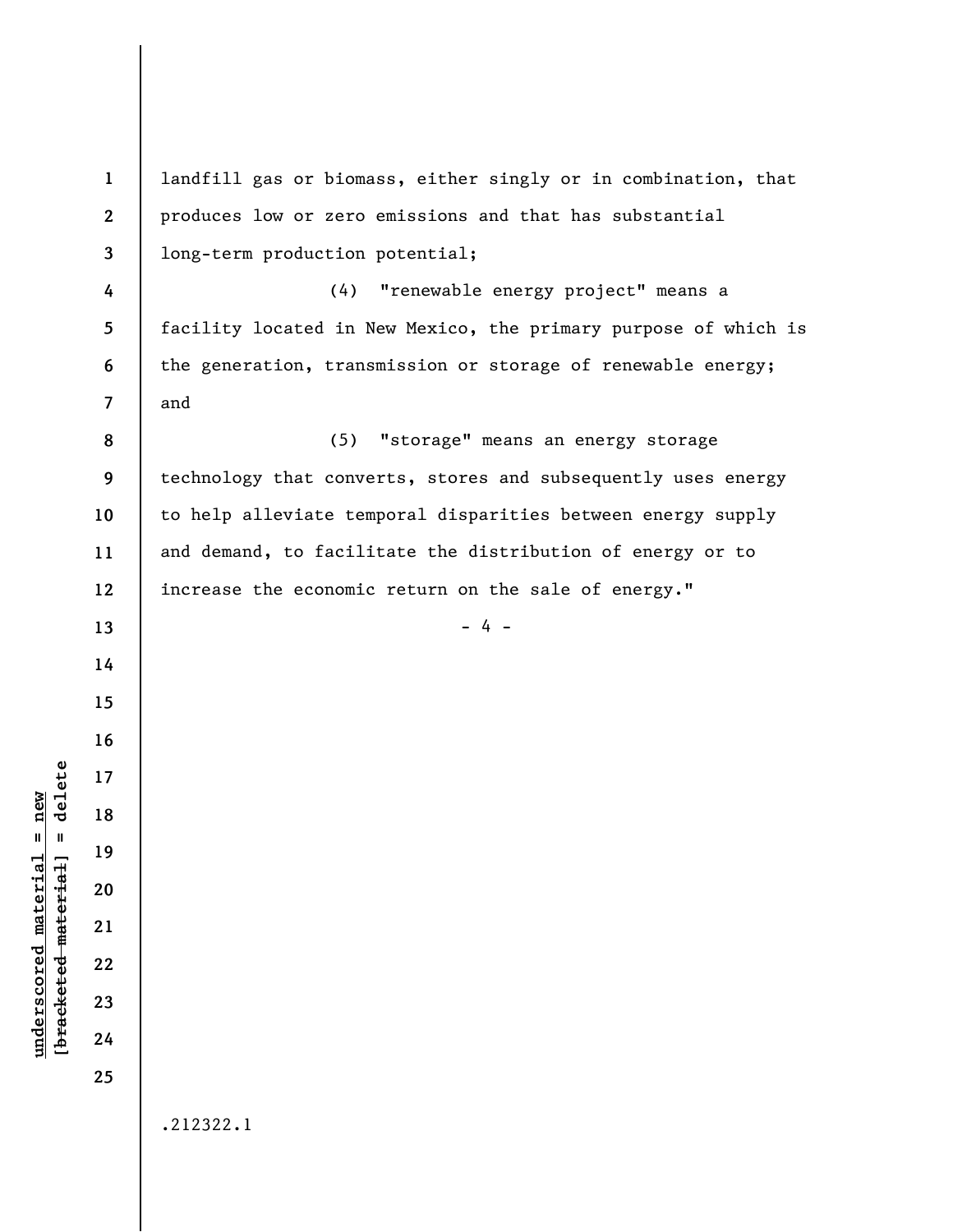landfill gas or biomass, either singly or in combination, that produces low or zero emissions and that has substantial long-term production potential;

(4) "renewable energy project" means a facility located in New Mexico, the primary purpose of which is the generation, transmission or storage of renewable energy; and

(5) "storage" means an energy storage technology that converts, stores and subsequently uses energy to help alleviate temporal disparities between energy supply and demand, to facilitate the distribution of energy or to increase the economic return on the sale of energy."

.212322.1